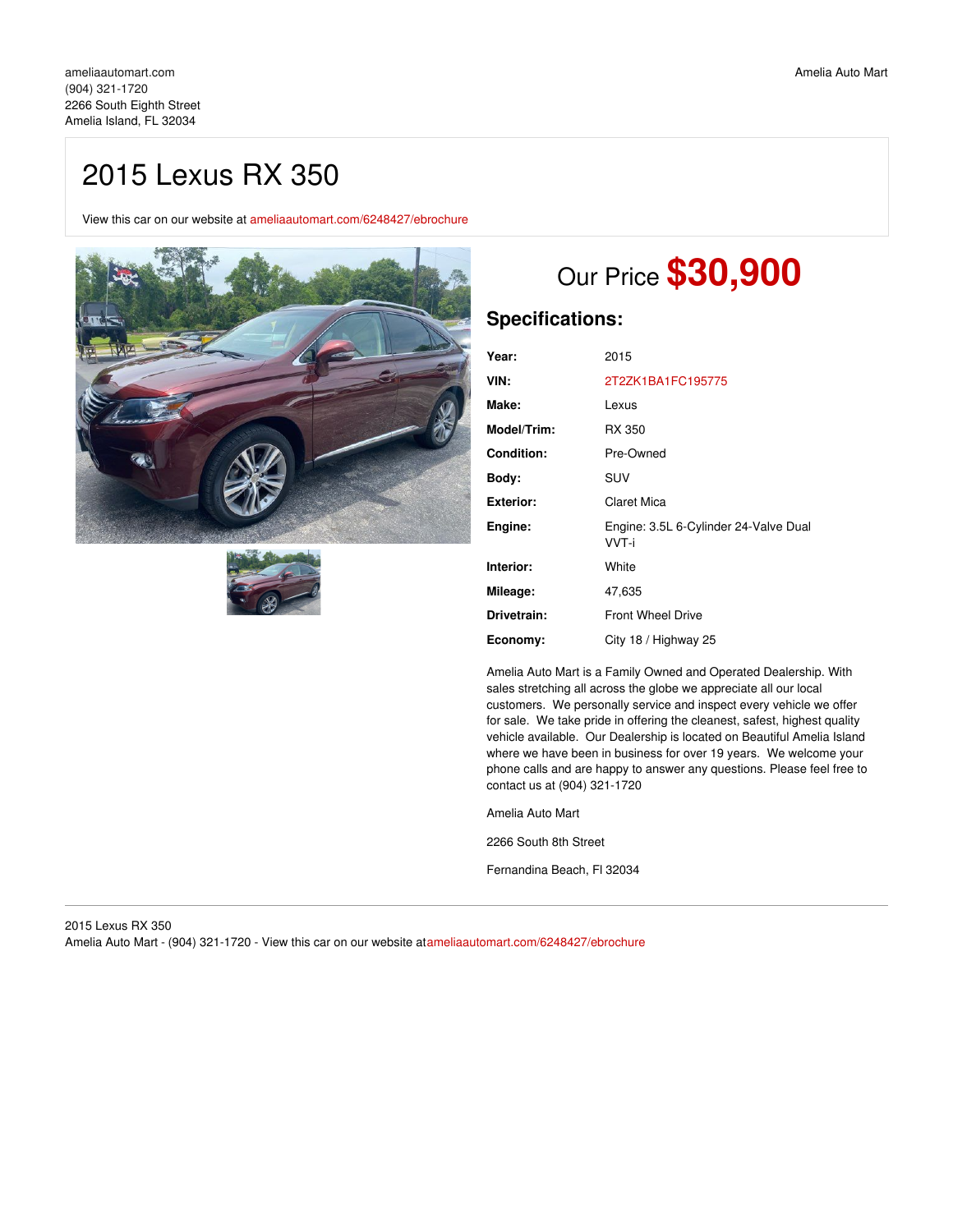ameliaautomart.com
(904) 321-1720
2266 South Eighth Street
Amelia Island, FL 32034

Amelia Auto Mart

# 2015 Lexus RX 350

View this car on our website at ameliaautomart.com/6248427/ebrochure

## Our Price **$30,900**

## Specifications:

| | |
|---|---|
| **Year:** | 2015 |
| **VIN:** | 2T2ZK1BA1FC195775 |
| **Make:** | Lexus |
| **Model/Trim:** | RX 350 |
| **Condition:** | Pre-Owned |
| **Body:** | SUV |
| **Exterior:** | Claret Mica |
| **Engine:** | Engine: 3.5L 6-Cylinder 24-Valve Dual VVT-i |
| **Interior:** | White |
| **Mileage:** | 47,635 |
| **Drivetrain:** | Front Wheel Drive |
| **Economy:** | City 18 / Highway 25 |

Amelia Auto Mart is a Family Owned and Operated Dealership. With sales stretching all across the globe we appreciate all our local customers. We personally service and inspect every vehicle we offer for sale. We take pride in offering the cleanest, safest, highest quality vehicle available. Our Dealership is located on Beautiful Amelia Island where we have been in business for over 19 years. We welcome your phone calls and are happy to answer any questions. Please feel free to contact us at (904) 321-1720

Amelia Auto Mart

2266 South 8th Street

Fernandina Beach, Fl 32034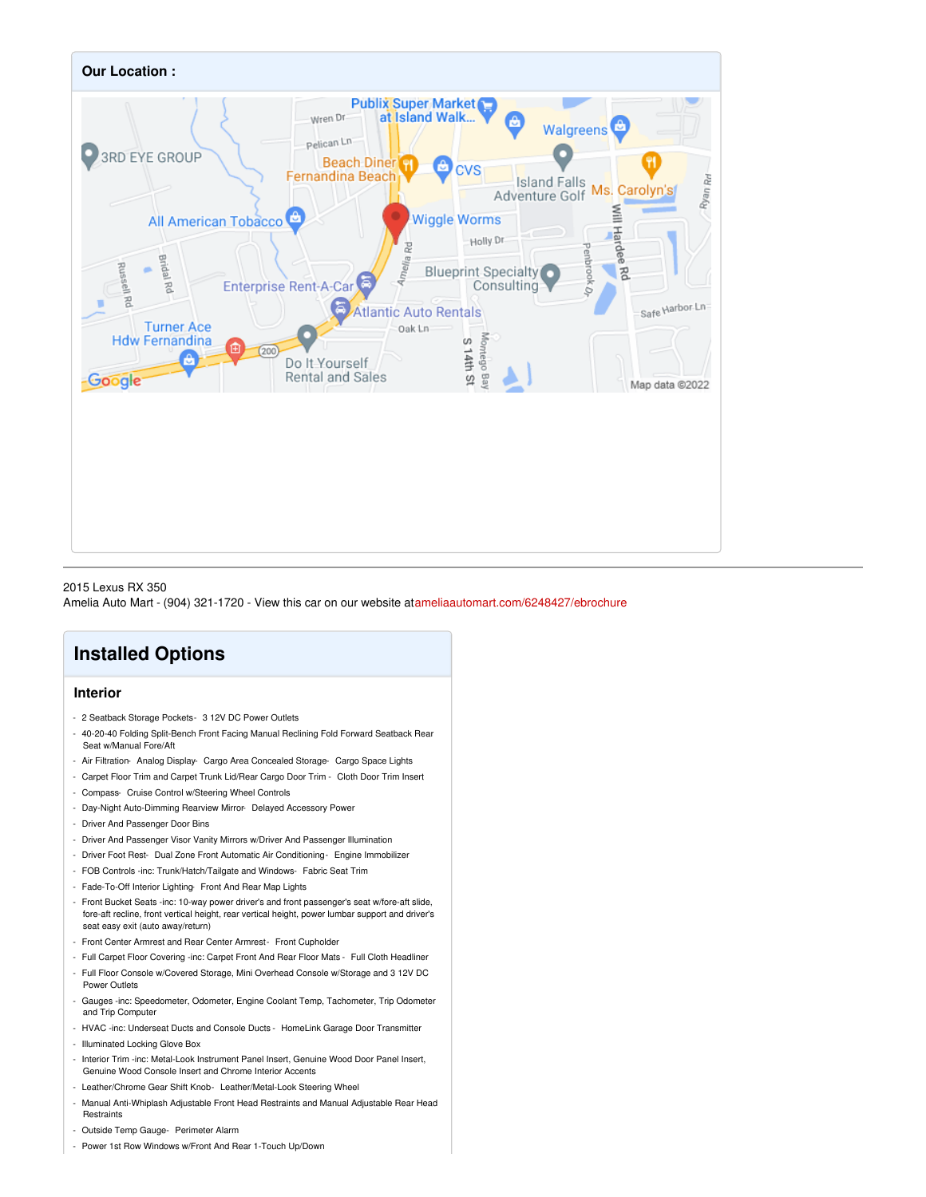**Our Location :**

2015 Lexus RX 350
Amelia Auto Mart - (904) 321-1720 - View this car on our website atameliaautomart.com/6248427/ebrochure

## Installed Options

### Interior

- 2 Seatback Storage Pockets- 3 12V DC Power Outlets
- 40-20-40 Folding Split-Bench Front Facing Manual Reclining Fold Forward Seatback Rear Seat w/Manual Fore/Aft
- Air Filtration- Analog Display- Cargo Area Concealed Storage- Cargo Space Lights
- Carpet Floor Trim and Carpet Trunk Lid/Rear Cargo Door Trim - Cloth Door Trim Insert
- Compass- Cruise Control w/Steering Wheel Controls
- Day-Night Auto-Dimming Rearview Mirror- Delayed Accessory Power
- Driver And Passenger Door Bins
- Driver And Passenger Visor Vanity Mirrors w/Driver And Passenger Illumination
- Driver Foot Rest- Dual Zone Front Automatic Air Conditioning- Engine Immobilizer
- FOB Controls -inc: Trunk/Hatch/Tailgate and Windows- Fabric Seat Trim
- Fade-To-Off Interior Lighting- Front And Rear Map Lights
- Front Bucket Seats -inc: 10-way power driver's and front passenger's seat w/fore-aft slide, fore-aft recline, front vertical height, rear vertical height, power lumbar support and driver's seat easy exit (auto away/return)
- Front Center Armrest and Rear Center Armrest- Front Cupholder
- Full Carpet Floor Covering -inc: Carpet Front And Rear Floor Mats - Full Cloth Headliner
- Full Floor Console w/Covered Storage, Mini Overhead Console w/Storage and 3 12V DC Power Outlets
- Gauges -inc: Speedometer, Odometer, Engine Coolant Temp, Tachometer, Trip Odometer and Trip Computer
- HVAC -inc: Underseat Ducts and Console Ducts - HomeLink Garage Door Transmitter
- Illuminated Locking Glove Box
- Interior Trim -inc: Metal-Look Instrument Panel Insert, Genuine Wood Door Panel Insert, Genuine Wood Console Insert and Chrome Interior Accents
- Leather/Chrome Gear Shift Knob- Leather/Metal-Look Steering Wheel
- Manual Anti-Whiplash Adjustable Front Head Restraints and Manual Adjustable Rear Head Restraints
- Outside Temp Gauge- Perimeter Alarm
- Power 1st Row Windows w/Front And Rear 1-Touch Up/Down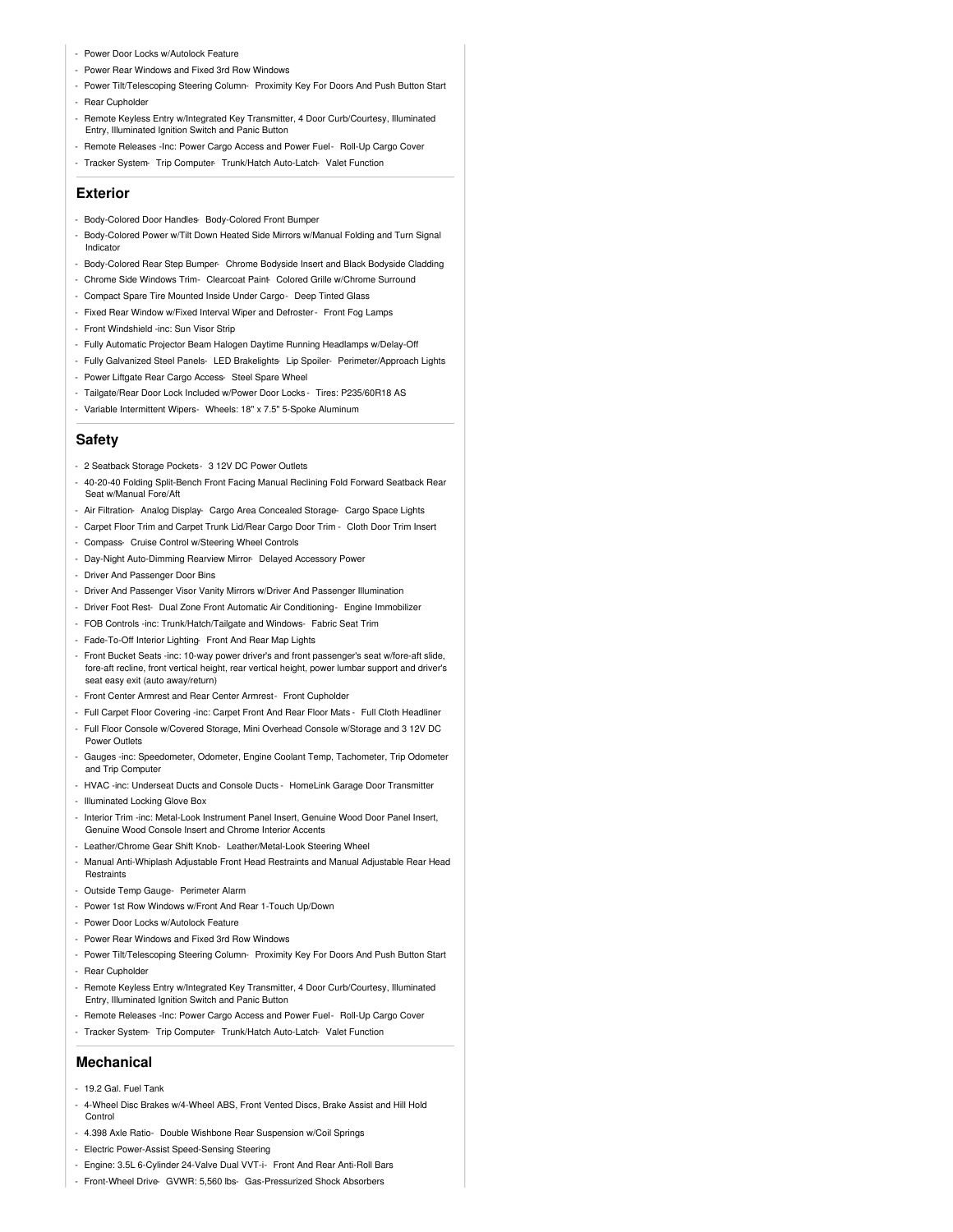- Power Door Locks w/Autolock Feature
- Power Rear Windows and Fixed 3rd Row Windows
- Power Tilt/Telescoping Steering Column- Proximity Key For Doors And Push Button Start
- Rear Cupholder
- Remote Keyless Entry w/Integrated Key Transmitter, 4 Door Curb/Courtesy, Illuminated Entry, Illuminated Ignition Switch and Panic Button
- Remote Releases -Inc: Power Cargo Access and Power Fuel - Roll-Up Cargo Cover
- Tracker System- Trip Computer- Trunk/Hatch Auto-Latch- Valet Function

## Exterior

- Body-Colored Door Handles- Body-Colored Front Bumper
- Body-Colored Power w/Tilt Down Heated Side Mirrors w/Manual Folding and Turn Signal Indicator
- Body-Colored Rear Step Bumper- Chrome Bodyside Insert and Black Bodyside Cladding
- Chrome Side Windows Trim- Clearcoat Paint- Colored Grille w/Chrome Surround
- Compact Spare Tire Mounted Inside Under Cargo - Deep Tinted Glass
- Fixed Rear Window w/Fixed Interval Wiper and Defroster - Front Fog Lamps
- Front Windshield -inc: Sun Visor Strip
- Fully Automatic Projector Beam Halogen Daytime Running Headlamps w/Delay-Off
- Fully Galvanized Steel Panels- LED Brakelights- Lip Spoiler- Perimeter/Approach Lights
- Power Liftgate Rear Cargo Access- Steel Spare Wheel
- Tailgate/Rear Door Lock Included w/Power Door Locks - Tires: P235/60R18 AS
- Variable Intermittent Wipers- Wheels: 18" x 7.5" 5-Spoke Aluminum

## Safety

- 2 Seatback Storage Pockets- 3 12V DC Power Outlets
- 40-20-40 Folding Split-Bench Front Facing Manual Reclining Fold Forward Seatback Rear Seat w/Manual Fore/Aft
- Air Filtration- Analog Display- Cargo Area Concealed Storage- Cargo Space Lights
- Carpet Floor Trim and Carpet Trunk Lid/Rear Cargo Door Trim - Cloth Door Trim Insert
- Compass- Cruise Control w/Steering Wheel Controls
- Day-Night Auto-Dimming Rearview Mirror- Delayed Accessory Power
- Driver And Passenger Door Bins
- Driver And Passenger Visor Vanity Mirrors w/Driver And Passenger Illumination
- Driver Foot Rest- Dual Zone Front Automatic Air Conditioning - Engine Immobilizer
- FOB Controls -inc: Trunk/Hatch/Tailgate and Windows- Fabric Seat Trim
- Fade-To-Off Interior Lighting- Front And Rear Map Lights
- Front Bucket Seats -inc: 10-way power driver's and front passenger's seat w/fore-aft slide, fore-aft recline, front vertical height, rear vertical height, power lumbar support and driver's seat easy exit (auto away/return)
- Front Center Armrest and Rear Center Armrest - Front Cupholder
- Full Carpet Floor Covering -inc: Carpet Front And Rear Floor Mats - Full Cloth Headliner
- Full Floor Console w/Covered Storage, Mini Overhead Console w/Storage and 3 12V DC Power Outlets
- Gauges -inc: Speedometer, Odometer, Engine Coolant Temp, Tachometer, Trip Odometer and Trip Computer
- HVAC -inc: Underseat Ducts and Console Ducts - HomeLink Garage Door Transmitter
- Illuminated Locking Glove Box
- Interior Trim -inc: Metal-Look Instrument Panel Insert, Genuine Wood Door Panel Insert, Genuine Wood Console Insert and Chrome Interior Accents
- Leather/Chrome Gear Shift Knob- Leather/Metal-Look Steering Wheel
- Manual Anti-Whiplash Adjustable Front Head Restraints and Manual Adjustable Rear Head Restraints
- Outside Temp Gauge- Perimeter Alarm
- Power 1st Row Windows w/Front And Rear 1-Touch Up/Down
- Power Door Locks w/Autolock Feature
- Power Rear Windows and Fixed 3rd Row Windows
- Power Tilt/Telescoping Steering Column- Proximity Key For Doors And Push Button Start
- Rear Cupholder
- Remote Keyless Entry w/Integrated Key Transmitter, 4 Door Curb/Courtesy, Illuminated Entry, Illuminated Ignition Switch and Panic Button
- Remote Releases -Inc: Power Cargo Access and Power Fuel - Roll-Up Cargo Cover
- Tracker System- Trip Computer- Trunk/Hatch Auto-Latch- Valet Function

## Mechanical

- 19.2 Gal. Fuel Tank
- 4-Wheel Disc Brakes w/4-Wheel ABS, Front Vented Discs, Brake Assist and Hill Hold Control
- 4.398 Axle Ratio- Double Wishbone Rear Suspension w/Coil Springs
- Electric Power-Assist Speed-Sensing Steering
- Engine: 3.5L 6-Cylinder 24-Valve Dual VVT-i- Front And Rear Anti-Roll Bars
- Front-Wheel Drive- GVWR: 5,560 lbs- Gas-Pressurized Shock Absorbers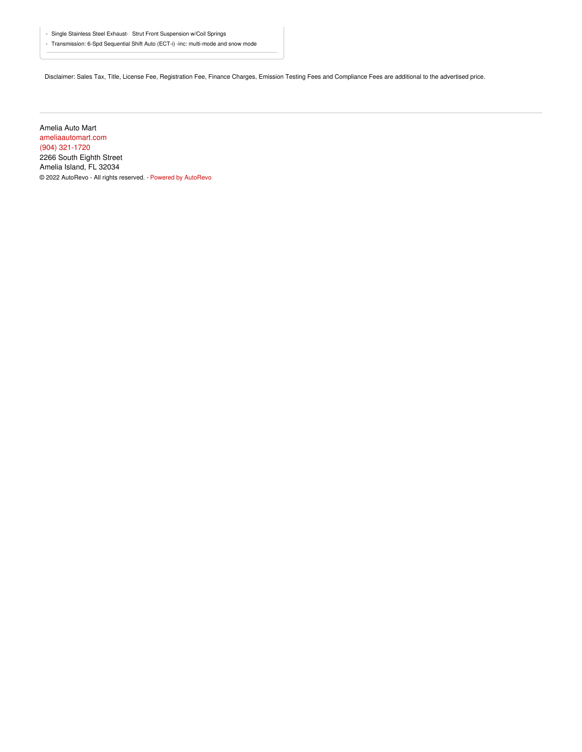- Single Stainless Steel Exhaust- Strut Front Suspension w/Coil Springs
- Transmission: 6-Spd Sequential Shift Auto (ECT-i) -inc: multi-mode and snow mode

Disclaimer: Sales Tax, Title, License Fee, Registration Fee, Finance Charges, Emission Testing Fees and Compliance Fees are additional to the advertised price.

---

Amelia Auto Mart
ameliaautomart.com
(904) 321-1720
2266 South Eighth Street
Amelia Island, FL 32034
© 2022 AutoRevo - All rights reserved. - Powered by AutoRevo